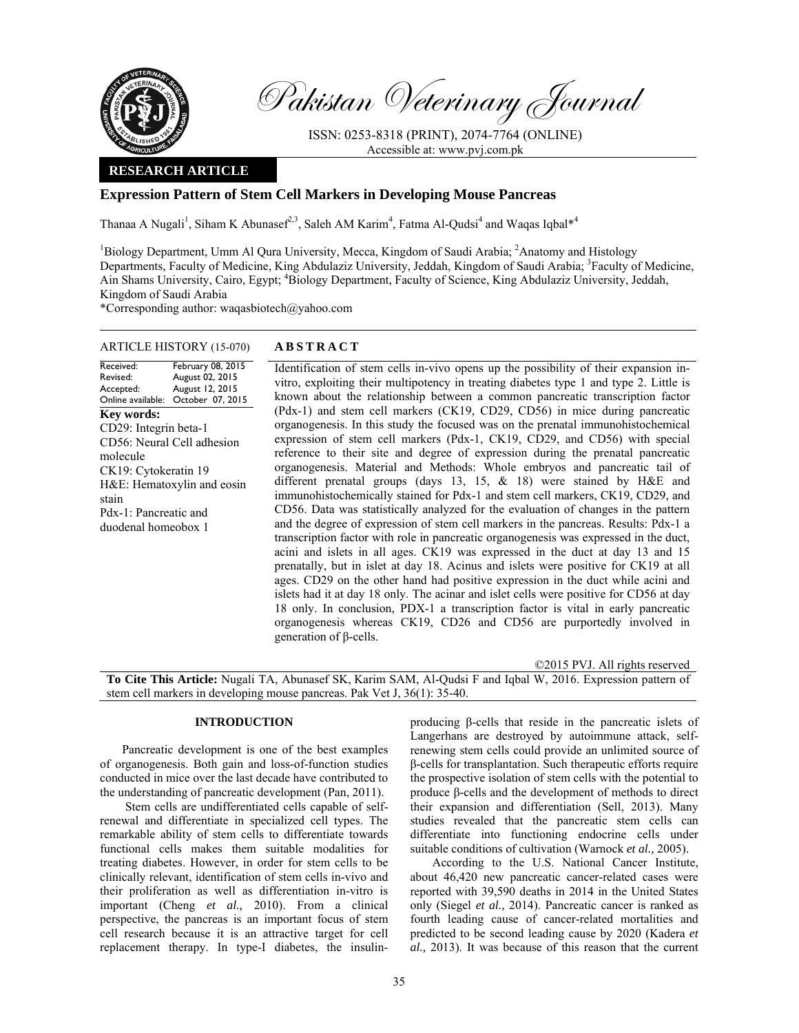Pakistan Veterinary Journal

ISSN: 0253-8318 (PRINT), 2074-7764 (ONLINE)
Accessible at: www.pvj.com.pk

**RESEARCH ARTICLE**

# Expression Pattern of Stem Cell Markers in Developing Mouse Pancreas

Thanaa A Nugali[1], Siham K Abunasef[2,3], Saleh AM Karim[4], Fatma Al-Qudsi[4] and Waqas Iqbal*[4]

[1]Biology Department, Umm Al Qura University, Mecca, Kingdom of Saudi Arabia; [2]Anatomy and Histology Departments, Faculty of Medicine, King Abdulaziz University, Jeddah, Kingdom of Saudi Arabia; [3]Faculty of Medicine, Ain Shams University, Cairo, Egypt; [4]Biology Department, Faculty of Science, King Abdulaziz University, Jeddah, Kingdom of Saudi Arabia

*Corresponding author: waqasbiotech@yahoo.com

**ARTICLE HISTORY** (15-070)

| | |
|---|---|
| Received: | February 08, 2015 |
| Revised: | August 02, 2015 |
| Accepted: | August 12, 2015 |
| Online available: | October 07, 2015 |

**Key words:**
CD29: Integrin beta-1
CD56: Neural Cell adhesion molecule
CK19: Cytokeratin 19
H&E: Hematoxylin and eosin stain
Pdx-1: Pancreatic and duodenal homeobox 1

## ABSTRACT

Identification of stem cells in-vivo opens up the possibility of their expansion in-vitro, exploiting their multipotency in treating diabetes type 1 and type 2. Little is known about the relationship between a common pancreatic transcription factor (Pdx-1) and stem cell markers (CK19, CD29, CD56) in mice during pancreatic organogenesis. In this study the focused was on the prenatal immunohistochemical expression of stem cell markers (Pdx-1, CK19, CD29, and CD56) with special reference to their site and degree of expression during the prenatal pancreatic organogenesis. Material and Methods: Whole embryos and pancreatic tail of different prenatal groups (days 13, 15, & 18) were stained by H&E and immunohistochemically stained for Pdx-1 and stem cell markers, CK19, CD29, and CD56. Data was statistically analyzed for the evaluation of changes in the pattern and the degree of expression of stem cell markers in the pancreas. Results: Pdx-1 a transcription factor with role in pancreatic organogenesis was expressed in the duct, acini and islets in all ages. CK19 was expressed in the duct at day 13 and 15 prenatally, but in islet at day 18. Acinus and islets were positive for CK19 at all ages. CD29 on the other hand had positive expression in the duct while acini and islets had it at day 18 only. The acinar and islet cells were positive for CD56 at day 18 only. In conclusion, PDX-1 a transcription factor is vital in early pancreatic organogenesis whereas CK19, CD26 and CD56 are purportedly involved in generation of β-cells.

©2015 PVJ. All rights reserved

**To Cite This Article:** Nugali TA, Abunasef SK, Karim SAM, Al-Qudsi F and Iqbal W, 2016. Expression pattern of stem cell markers in developing mouse pancreas. Pak Vet J, 36(1): 35-40.

## INTRODUCTION

Pancreatic development is one of the best examples of organogenesis. Both gain and loss-of-function studies conducted in mice over the last decade have contributed to the understanding of pancreatic development (Pan, 2011).

Stem cells are undifferentiated cells capable of self-renewal and differentiate in specialized cell types. The remarkable ability of stem cells to differentiate towards functional cells makes them suitable modalities for treating diabetes. However, in order for stem cells to be clinically relevant, identification of stem cells in-vivo and their proliferation as well as differentiation in-vitro is important (Cheng *et al.,* 2010). From a clinical perspective, the pancreas is an important focus of stem cell research because it is an attractive target for cell replacement therapy. In type-I diabetes, the insulin-producing β-cells that reside in the pancreatic islets of Langerhans are destroyed by autoimmune attack, self-renewing stem cells could provide an unlimited source of β-cells for transplantation. Such therapeutic efforts require the prospective isolation of stem cells with the potential to produce β-cells and the development of methods to direct their expansion and differentiation (Sell, 2013). Many studies revealed that the pancreatic stem cells can differentiate into functioning endocrine cells under suitable conditions of cultivation (Warnock *et al.,* 2005).

According to the U.S. National Cancer Institute, about 46,420 new pancreatic cancer-related cases were reported with 39,590 deaths in 2014 in the United States only (Siegel *et al.,* 2014). Pancreatic cancer is ranked as fourth leading cause of cancer-related mortalities and predicted to be second leading cause by 2020 (Kadera *et al.,* 2013). It was because of this reason that the current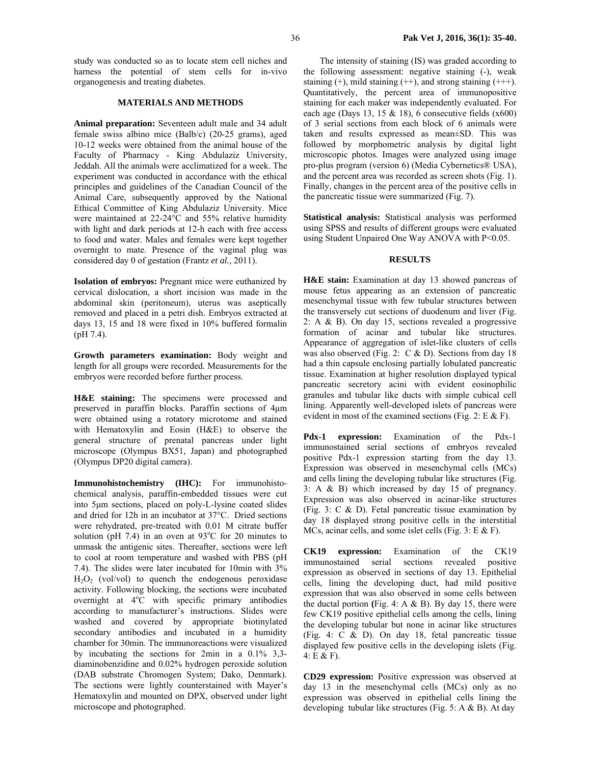study was conducted so as to locate stem cell niches and harness the potential of stem cells for in-vivo organogenesis and treating diabetes.

## MATERIALS AND METHODS

**Animal preparation:** Seventeen adult male and 34 adult female swiss albino mice (Balb/c) (20-25 grams), aged 10-12 weeks were obtained from the animal house of the Faculty of Pharmacy - King Abdulaziz University, Jeddah. All the animals were acclimatized for a week. The experiment was conducted in accordance with the ethical principles and guidelines of the Canadian Council of the Animal Care, subsequently approved by the National Ethical Committee of King Abdulaziz University. Mice were maintained at 22-24°C and 55% relative humidity with light and dark periods at 12-h each with free access to food and water. Males and females were kept together overnight to mate. Presence of the vaginal plug was considered day 0 of gestation (Frantz *et al.,* 2011).

**Isolation of embryos:** Pregnant mice were euthanized by cervical dislocation, a short incision was made in the abdominal skin (peritoneum), uterus was aseptically removed and placed in a petri dish. Embryos extracted at days 13, 15 and 18 were fixed in 10% buffered formalin (pH 7.4).

**Growth parameters examination:** Body weight and length for all groups were recorded. Measurements for the embryos were recorded before further process.

**H&E staining:** The specimens were processed and preserved in paraffin blocks. Paraffin sections of 4μm were obtained using a rotatory microtome and stained with Hematoxylin and Eosin (H&E) to observe the general structure of prenatal pancreas under light microscope (Olympus BX51, Japan) and photographed (Olympus DP20 digital camera).

**Immunohistochemistry (IHC):** For immunohistochemical analysis, paraffin-embedded tissues were cut into 5μm sections, placed on poly-L-lysine coated slides and dried for 12h in an incubator at 37°C. Dried sections were rehydrated, pre-treated with 0.01 M citrate buffer solution (pH 7.4) in an oven at 93°C for 20 minutes to unmask the antigenic sites. Thereafter, sections were left to cool at room temperature and washed with PBS (pH 7.4). The slides were later incubated for 10min with 3% $H_2O_2$ (vol/vol) to quench the endogenous peroxidase activity. Following blocking, the sections were incubated overnight at 4°C with specific primary antibodies according to manufacturer's instructions. Slides were washed and covered by appropriate biotinylated secondary antibodies and incubated in a humidity chamber for 30min. The immunoreactions were visualized by incubating the sections for 2min in a 0.1% 3,3-diaminobenzidine and 0.02% hydrogen peroxide solution (DAB substrate Chromogen System; Dako, Denmark). The sections were lightly counterstained with Mayer's Hematoxylin and mounted on DPX, observed under light microscope and photographed.

The intensity of staining (IS) was graded according to the following assessment: negative staining (-), weak staining (+), mild staining (++), and strong staining (+++). Quantitatively, the percent area of immunopositive staining for each maker was independently evaluated. For each age (Days 13, 15 & 18), 6 consecutive fields (x600) of 3 serial sections from each block of 6 animals were taken and results expressed as mean±SD. This was followed by morphometric analysis by digital light microscopic photos. Images were analyzed using image pro-plus program (version 6) (Media Cybernetics® USA), and the percent area was recorded as screen shots (Fig. 1). Finally, changes in the percent area of the positive cells in the pancreatic tissue were summarized (Fig. 7).

**Statistical analysis:** Statistical analysis was performed using SPSS and results of different groups were evaluated using Student Unpaired One Way ANOVA with $P<0.05$.

## RESULTS

**H&E stain:** Examination at day 13 showed pancreas of mouse fetus appearing as an extension of pancreatic mesenchymal tissue with few tubular structures between the transversely cut sections of duodenum and liver (Fig. 2: A & B). On day 15, sections revealed a progressive formation of acinar and tubular like structures. Appearance of aggregation of islet-like clusters of cells was also observed (Fig. 2: C & D). Sections from day 18 had a thin capsule enclosing partially lobulated pancreatic tissue. Examination at higher resolution displayed typical pancreatic secretory acini with evident eosinophilic granules and tubular like ducts with simple cubical cell lining. Apparently well-developed islets of pancreas were evident in most of the examined sections (Fig. 2: E & F).

**Pdx-1 expression:** Examination of the Pdx-1 immunostained serial sections of embryos revealed positive Pdx-1 expression starting from the day 13. Expression was observed in mesenchymal cells (MCs) and cells lining the developing tubular like structures (Fig. 3: A & B) which increased by day 15 of pregnancy. Expression was also observed in acinar-like structures (Fig. 3: C & D). Fetal pancreatic tissue examination by day 18 displayed strong positive cells in the interstitial MCs, acinar cells, and some islet cells (Fig. 3: E & F).

**CK19 expression:** Examination of the CK19 immunostained serial sections revealed positive expression as observed in sections of day 13. Epithelial cells, lining the developing duct, had mild positive expression that was also observed in some cells between the ductal portion **(**Fig. 4: A & B). By day 15, there were few CK19 positive epithelial cells among the cells, lining the developing tubular but none in acinar like structures (Fig. 4: C & D). On day 18, fetal pancreatic tissue displayed few positive cells in the developing islets (Fig. 4: E & F).

**CD29 expression:** Positive expression was observed at day 13 in the mesenchymal cells (MCs) only as no expression was observed in epithelial cells lining the developing tubular like structures (Fig. 5: A & B). At day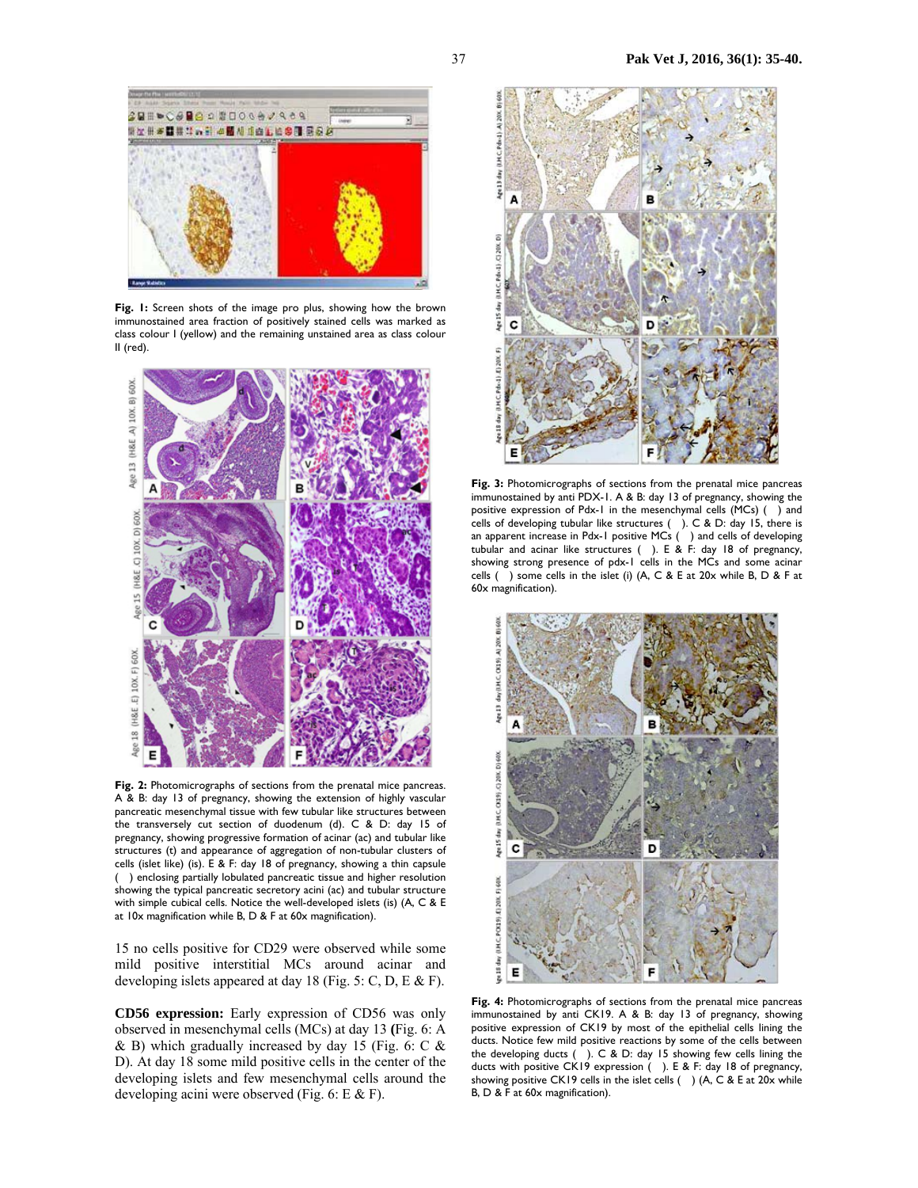**Fig. 1:** Screen shots of the image pro plus, showing how the brown immunostained area fraction of positively stained cells was marked as class colour I (yellow) and the remaining unstained area as class colour II (red).

**Fig. 2:** Photomicrographs of sections from the prenatal mice pancreas. A & B: day 13 of pregnancy, showing the extension of highly vascular pancreatic mesenchymal tissue with few tubular like structures between the transversely cut section of duodenum (d). C & D: day 15 of pregnancy, showing progressive formation of acinar (ac) and tubular like structures (t) and appearance of aggregation of non-tubular clusters of cells (islet like) (is). E & F: day 18 of pregnancy, showing a thin capsule ( ) enclosing partially lobulated pancreatic tissue and higher resolution showing the typical pancreatic secretory acini (ac) and tubular structure with simple cubical cells. Notice the well-developed islets (is) (A, C & E at 10x magnification while B, D & F at 60x magnification).

15 no cells positive for CD29 were observed while some mild positive interstitial MCs around acinar and developing islets appeared at day 18 (Fig. 5: C, D, E & F).

**CD56 expression:** Early expression of CD56 was only observed in mesenchymal cells (MCs) at day 13 (Fig. 6: A & B) which gradually increased by day 15 (Fig. 6: C & D). At day 18 some mild positive cells in the center of the developing islets and few mesenchymal cells around the developing acini were observed (Fig. 6: E & F).

**Fig. 3:** Photomicrographs of sections from the prenatal mice pancreas immunostained by anti PDX-1. A & B: day 13 of pregnancy, showing the positive expression of Pdx-1 in the mesenchymal cells (MCs) ( ) and cells of developing tubular like structures ( ). C & D: day 15, there is an apparent increase in Pdx-1 positive MCs ( ) and cells of developing tubular and acinar like structures ( ). E & F: day 18 of pregnancy, showing strong presence of pdx-1 cells in the MCs and some acinar cells ( ) some cells in the islet (i) (A, C & E at 20x while B, D & F at 60x magnification).

**Fig. 4:** Photomicrographs of sections from the prenatal mice pancreas immunostained by anti CK19. A & B: day 13 of pregnancy, showing positive expression of CK19 by most of the epithelial cells lining the ducts. Notice few mild positive reactions by some of the cells between the developing ducts ( ). C & D: day 15 showing few cells lining the ducts with positive CK19 expression ( ). E & F: day 18 of pregnancy, showing positive CK19 cells in the islet cells ( ) (A, C & E at 20x while B, D & F at 60x magnification).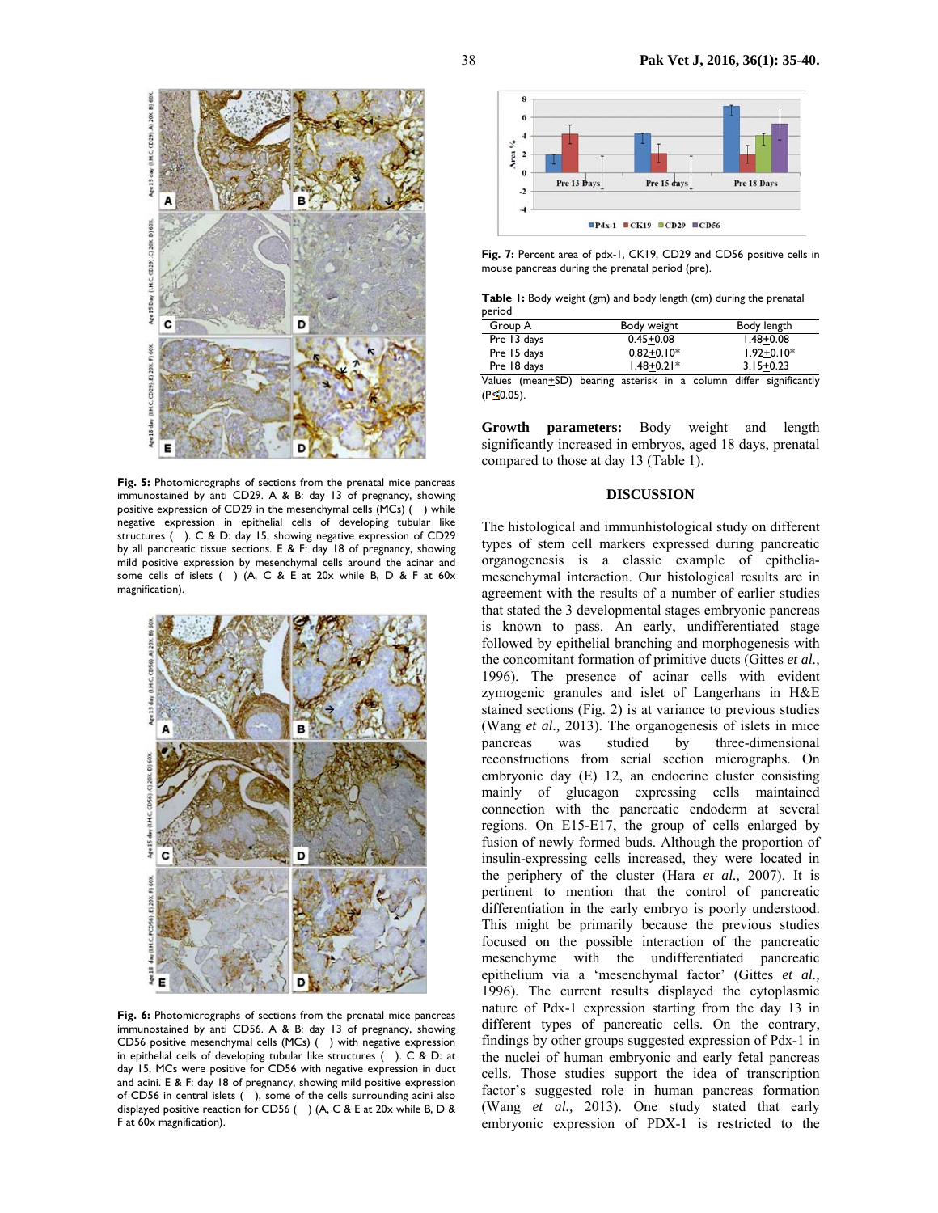Fig. 5: Photomicrographs of sections from the prenatal mice pancreas immunostained by anti CD29. A & B: day 13 of pregnancy, showing positive expression of CD29 in the mesenchymal cells (MCs) ( ) while negative expression in epithelial cells of developing tubular like structures ( ). C & D: day 15, showing negative expression of CD29 by all pancreatic tissue sections. E & F: day 18 of pregnancy, showing mild positive expression by mesenchymal cells around the acinar and some cells of islets ( ) (A, C & E at 20x while B, D & F at 60x magnification).

Fig. 6: Photomicrographs of sections from the prenatal mice pancreas immunostained by anti CD56. A & B: day 13 of pregnancy, showing CD56 positive mesenchymal cells (MCs) ( ) with negative expression in epithelial cells of developing tubular like structures ( ). C & D: at day 15, MCs were positive for CD56 with negative expression in duct and acini. E & F: day 18 of pregnancy, showing mild positive expression of CD56 in central islets ( ), some of the cells surrounding acini also displayed positive reaction for CD56 ( ) (A, C & E at 20x while B, D & F at 60x magnification).

Fig. 7: Percent area of pdx-1, CK19, CD29 and CD56 positive cells in mouse pancreas during the prenatal period (pre).

Table 1: Body weight (gm) and body length (cm) during the prenatal period

| Group A | Body weight | Body length |
|---|---|---|
| Pre 13 days | 0.45±0.08 | 1.48±0.08 |
| Pre 15 days | 0.82±0.10* | 1.92±0.10* |
| Pre 18 days | 1.48±0.21* | 3.15±0.23 |

Values (mean±SD) bearing asterisk in a column differ significantly ($P \leq 0.05$).

**Growth parameters:** Body weight and length significantly increased in embryos, aged 18 days, prenatal compared to those at day 13 (Table 1).

## DISCUSSION

The histological and immunhistological study on different types of stem cell markers expressed during pancreatic organogenesis is a classic example of epithelia-mesenchymal interaction. Our histological results are in agreement with the results of a number of earlier studies that stated the 3 developmental stages embryonic pancreas is known to pass. An early, undifferentiated stage followed by epithelial branching and morphogenesis with the concomitant formation of primitive ducts (Gittes *et al.,* 1996). The presence of acinar cells with evident zymogenic granules and islet of Langerhans in H&E stained sections (Fig. 2) is at variance to previous studies (Wang *et al.,* 2013). The organogenesis of islets in mice pancreas was studied by three-dimensional reconstructions from serial section micrographs. On embryonic day (E) 12, an endocrine cluster consisting mainly of glucagon expressing cells maintained connection with the pancreatic endoderm at several regions. On E15-E17, the group of cells enlarged by fusion of newly formed buds. Although the proportion of insulin-expressing cells increased, they were located in the periphery of the cluster (Hara *et al.,* 2007). It is pertinent to mention that the control of pancreatic differentiation in the early embryo is poorly understood. This might be primarily because the previous studies focused on the possible interaction of the pancreatic mesenchyme with the undifferentiated pancreatic epithelium via a 'mesenchymal factor' (Gittes *et al.,* 1996). The current results displayed the cytoplasmic nature of Pdx-1 expression starting from the day 13 in different types of pancreatic cells. On the contrary, findings by other groups suggested expression of Pdx-1 in the nuclei of human embryonic and early fetal pancreas cells. Those studies support the idea of transcription factor's suggested role in human pancreas formation (Wang *et al.,* 2013). One study stated that early embryonic expression of PDX-1 is restricted to the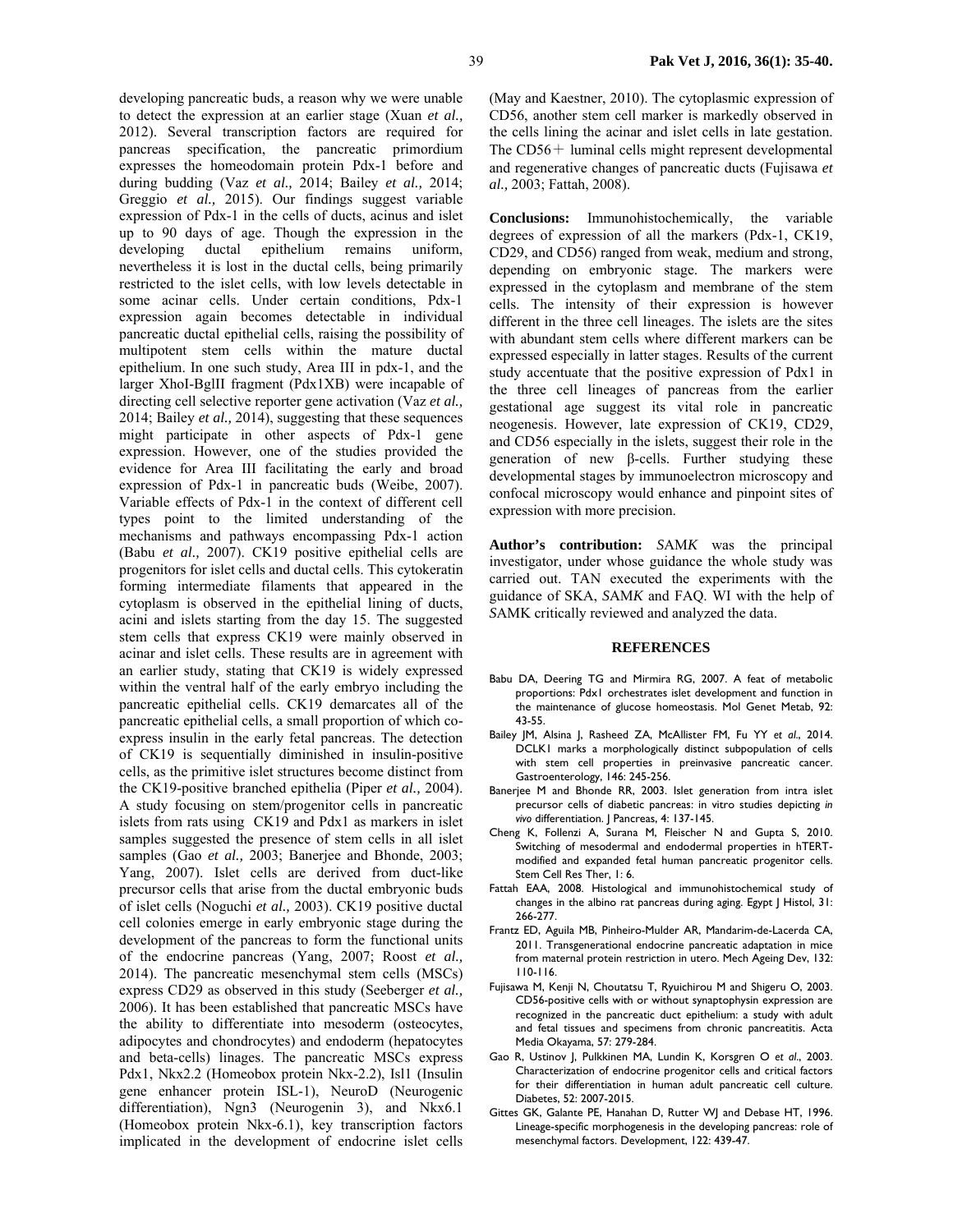developing pancreatic buds, a reason why we were unable to detect the expression at an earlier stage (Xuan *et al.,* 2012). Several transcription factors are required for pancreas specification, the pancreatic primordium expresses the homeodomain protein Pdx-1 before and during budding (Vaz *et al.,* 2014; Bailey *et al.,* 2014; Greggio *et al.,* 2015). Our findings suggest variable expression of Pdx-1 in the cells of ducts, acinus and islet up to 90 days of age. Though the expression in the developing ductal epithelium remains uniform, nevertheless it is lost in the ductal cells, being primarily restricted to the islet cells, with low levels detectable in some acinar cells. Under certain conditions, Pdx-1 expression again becomes detectable in individual pancreatic ductal epithelial cells, raising the possibility of multipotent stem cells within the mature ductal epithelium. In one such study, Area III in pdx-1, and the larger XhoI-BglII fragment (Pdx1XB) were incapable of directing cell selective reporter gene activation (Vaz *et al.,* 2014; Bailey *et al.,* 2014), suggesting that these sequences might participate in other aspects of Pdx-1 gene expression. However, one of the studies provided the evidence for Area III facilitating the early and broad expression of Pdx-1 in pancreatic buds (Weibe, 2007). Variable effects of Pdx-1 in the context of different cell types point to the limited understanding of the mechanisms and pathways encompassing Pdx-1 action (Babu *et al.,* 2007). CK19 positive epithelial cells are progenitors for islet cells and ductal cells. This cytokeratin forming intermediate filaments that appeared in the cytoplasm is observed in the epithelial lining of ducts, acini and islets starting from the day 15. The suggested stem cells that express CK19 were mainly observed in acinar and islet cells. These results are in agreement with an earlier study, stating that CK19 is widely expressed within the ventral half of the early embryo including the pancreatic epithelial cells. CK19 demarcates all of the pancreatic epithelial cells, a small proportion of which co-express insulin in the early fetal pancreas. The detection of CK19 is sequentially diminished in insulin-positive cells, as the primitive islet structures become distinct from the CK19-positive branched epithelia (Piper *et al.,* 2004). A study focusing on stem/progenitor cells in pancreatic islets from rats using CK19 and Pdx1 as markers in islet samples suggested the presence of stem cells in all islet samples (Gao *et al.,* 2003; Banerjee and Bhonde, 2003; Yang, 2007). Islet cells are derived from duct-like precursor cells that arise from the ductal embryonic buds of islet cells (Noguchi *et al.,* 2003). CK19 positive ductal cell colonies emerge in early embryonic stage during the development of the pancreas to form the functional units of the endocrine pancreas (Yang, 2007; Roost *et al.,* 2014). The pancreatic mesenchymal stem cells (MSCs) express CD29 as observed in this study (Seeberger *et al.,* 2006). It has been established that pancreatic MSCs have the ability to differentiate into mesoderm (osteocytes, adipocytes and chondrocytes) and endoderm (hepatocytes and beta-cells) linages. The pancreatic MSCs express Pdx1, Nkx2.2 (Homeobox protein Nkx-2.2), Isl1 (Insulin gene enhancer protein ISL-1), NeuroD (Neurogenic differentiation), Ngn3 (Neurogenin 3), and Nkx6.1 (Homeobox protein Nkx-6.1), key transcription factors implicated in the development of endocrine islet cells (May and Kaestner, 2010). The cytoplasmic expression of CD56, another stem cell marker is markedly observed in the cells lining the acinar and islet cells in late gestation. The CD56＋ luminal cells might represent developmental and regenerative changes of pancreatic ducts (Fujisawa *et al.,* 2003; Fattah, 2008).

**Conclusions:** Immunohistochemically, the variable degrees of expression of all the markers (Pdx-1, CK19, CD29, and CD56) ranged from weak, medium and strong, depending on embryonic stage. The markers were expressed in the cytoplasm and membrane of the stem cells. The intensity of their expression is however different in the three cell lineages. The islets are the sites with abundant stem cells where different markers can be expressed especially in latter stages. Results of the current study accentuate that the positive expression of Pdx1 in the three cell lineages of pancreas from the earlier gestational age suggest its vital role in pancreatic neogenesis. However, late expression of CK19, CD29, and CD56 especially in the islets, suggest their role in the generation of new β-cells. Further studying these developmental stages by immunoelectron microscopy and confocal microscopy would enhance and pinpoint sites of expression with more precision.

**Author's contribution:** *S*AM*K* was the principal investigator, under whose guidance the whole study was carried out. TAN executed the experiments with the guidance of SKA, *S*AM*K* and FAQ. WI with the help of *S*AMK critically reviewed and analyzed the data.

## REFERENCES

- Babu DA, Deering TG and Mirmira RG, 2007. A feat of metabolic proportions: Pdx1 orchestrates islet development and function in the maintenance of glucose homeostasis. Mol Genet Metab, 92: 43-55.
- Bailey JM, Alsina J, Rasheed ZA, McAllister FM, Fu YY *et al.*, 2014. DCLK1 marks a morphologically distinct subpopulation of cells with stem cell properties in preinvasive pancreatic cancer. Gastroenterology, 146: 245-256.
- Banerjee M and Bhonde RR, 2003. Islet generation from intra islet precursor cells of diabetic pancreas: in vitro studies depicting *in vivo* differentiation. J Pancreas, 4: 137-145.
- Cheng K, Follenzi A, Surana M, Fleischer N and Gupta S, 2010. Switching of mesodermal and endodermal properties in hTERT-modified and expanded fetal human pancreatic progenitor cells. Stem Cell Res Ther, 1: 6.
- Fattah EAA, 2008. Histological and immunohistochemical study of changes in the albino rat pancreas during aging. Egypt J Histol, 31: 266-277.
- Frantz ED, Aguila MB, Pinheiro-Mulder AR, Mandarim-de-Lacerda CA, 2011. Transgenerational endocrine pancreatic adaptation in mice from maternal protein restriction in utero. Mech Ageing Dev, 132: 110-116.
- Fujisawa M, Kenji N, Choutatsu T, Ryuichirou M and Shigeru O, 2003. CD56-positive cells with or without synaptophysin expression are recognized in the pancreatic duct epithelium: a study with adult and fetal tissues and specimens from chronic pancreatitis. Acta Media Okayama, 57: 279-284.
- Gao R, Ustinov J, Pulkkinen MA, Lundin K, Korsgren O *et al.*, 2003. Characterization of endocrine progenitor cells and critical factors for their differentiation in human adult pancreatic cell culture. Diabetes, 52: 2007-2015.
- Gittes GK, Galante PE, Hanahan D, Rutter WJ and Debase HT, 1996. Lineage-specific morphogenesis in the developing pancreas: role of mesenchymal factors. Development, 122: 439-47.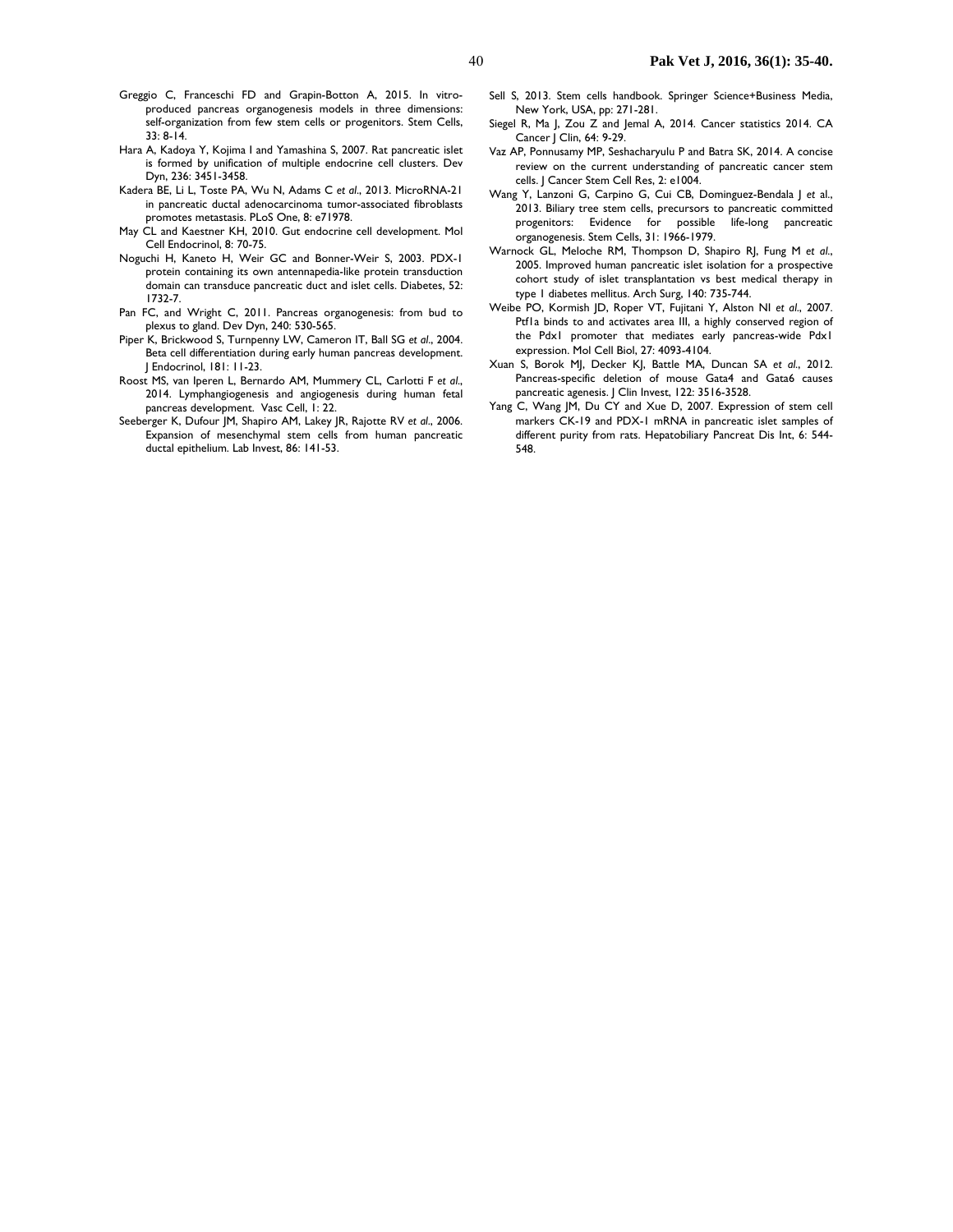Greggio C, Franceschi FD and Grapin-Botton A, 2015. In vitro-produced pancreas organogenesis models in three dimensions: self-organization from few stem cells or progenitors. Stem Cells, 33: 8-14.

Hara A, Kadoya Y, Kojima I and Yamashina S, 2007. Rat pancreatic islet is formed by unification of multiple endocrine cell clusters. Dev Dyn, 236: 3451-3458.

Kadera BE, Li L, Toste PA, Wu N, Adams C *et al*., 2013. MicroRNA-21 in pancreatic ductal adenocarcinoma tumor-associated fibroblasts promotes metastasis. PLoS One, 8: e71978.

May CL and Kaestner KH, 2010. Gut endocrine cell development. Mol Cell Endocrinol, 8: 70-75.

Noguchi H, Kaneto H, Weir GC and Bonner-Weir S, 2003. PDX-1 protein containing its own antennapedia-like protein transduction domain can transduce pancreatic duct and islet cells. Diabetes, 52: 1732-7.

Pan FC, and Wright C, 2011. Pancreas organogenesis: from bud to plexus to gland. Dev Dyn, 240: 530-565.

Piper K, Brickwood S, Turnpenny LW, Cameron IT, Ball SG *et al*., 2004. Beta cell differentiation during early human pancreas development. J Endocrinol, 181: 11-23.

Roost MS, van Iperen L, Bernardo AM, Mummery CL, Carlotti F *et al*., 2014. Lymphangiogenesis and angiogenesis during human fetal pancreas development. Vasc Cell, 1: 22.

Seeberger K, Dufour JM, Shapiro AM, Lakey JR, Rajotte RV *et al*., 2006. Expansion of mesenchymal stem cells from human pancreatic ductal epithelium. Lab Invest, 86: 141-53.

Sell S, 2013. Stem cells handbook. Springer Science+Business Media, New York, USA, pp: 271-281.

Siegel R, Ma J, Zou Z and Jemal A, 2014. Cancer statistics 2014. CA Cancer J Clin, 64: 9-29.

Vaz AP, Ponnusamy MP, Seshacharyulu P and Batra SK, 2014. A concise review on the current understanding of pancreatic cancer stem cells. J Cancer Stem Cell Res, 2: e1004.

Wang Y, Lanzoni G, Carpino G, Cui CB, Dominguez-Bendala J *et al*., 2013. Biliary tree stem cells, precursors to pancreatic committed progenitors: Evidence for possible life-long pancreatic organogenesis. Stem Cells, 31: 1966-1979.

Warnock GL, Meloche RM, Thompson D, Shapiro RJ, Fung M *et al*., 2005. Improved human pancreatic islet isolation for a prospective cohort study of islet transplantation vs best medical therapy in type 1 diabetes mellitus. Arch Surg, 140: 735-744.

Weibe PO, Kormish JD, Roper VT, Fujitani Y, Alston NI *et al*., 2007. Ptf1a binds to and activates area III, a highly conserved region of the Pdx1 promoter that mediates early pancreas-wide Pdx1 expression. Mol Cell Biol, 27: 4093-4104.

Xuan S, Borok MJ, Decker KJ, Battle MA, Duncan SA *et al*., 2012. Pancreas-specific deletion of mouse Gata4 and Gata6 causes pancreatic agenesis. J Clin Invest, 122: 3516-3528.

Yang C, Wang JM, Du CY and Xue D, 2007. Expression of stem cell markers CK-19 and PDX-1 mRNA in pancreatic islet samples of different purity from rats. Hepatobiliary Pancreat Dis Int, 6: 544-548.